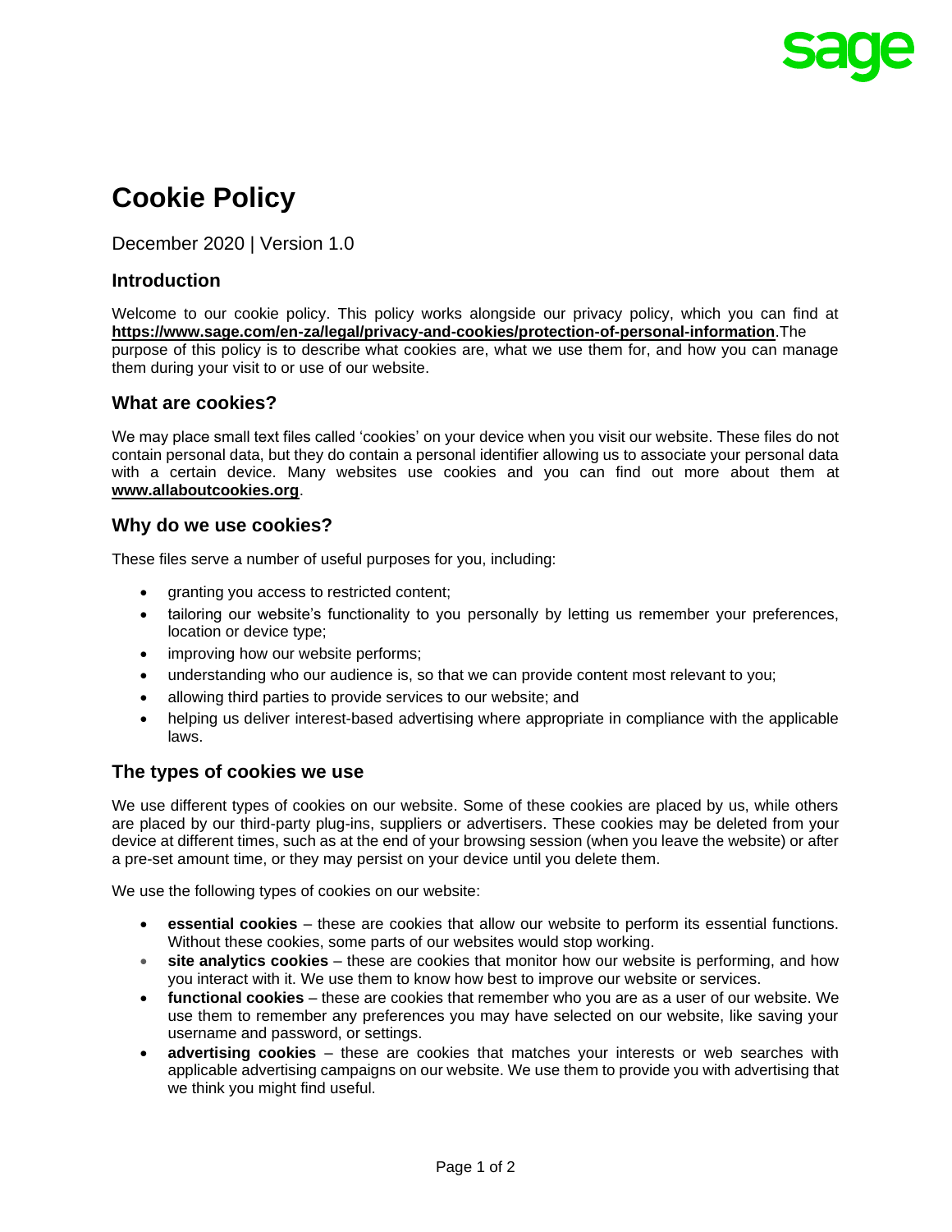# Cookie Policy

December 2020 | Version 1.0

## Introduction

Welcome to our cookie policy. This policy works alongside our privacy policy, which you can find at **https://www.sage.com/en-za/legal/privacy-and-cookies/protection-of-personal-information**.The purpose of this policy is to describe what cookies are, what we use them for, and how you can manage them during your visit to or use of our website.

## What are cookies?

We may place small text files called 'cookies' on your device when you visit our website. These files do not contain personal data, but they do contain a personal identifier allowing us to associate your personal data with a certain device. Many websites use cookies and you can find out more about them at **www.allaboutcookies.org**.

## Why do we use cookies?

These files serve a number of useful purposes for you, including:

- granting you access to restricted content;
- tailoring our website's functionality to you personally by letting us remember your preferences, location or device type;
- improving how our website performs;
- understanding who our audience is, so that we can provide content most relevant to you;
- allowing third parties to provide services to our website; and
- helping us deliver interest-based advertising where appropriate in compliance with the applicable laws.

## The types of cookies we use

We use different types of cookies on our website. Some of these cookies are placed by us, while others are placed by our third-party plug-ins, suppliers or advertisers. These cookies may be deleted from your device at different times, such as at the end of your browsing session (when you leave the website) or after a pre-set amount time, or they may persist on your device until you delete them.

We use the following types of cookies on our website:

- **essential cookies** – these are cookies that allow our website to perform its essential functions. Without these cookies, some parts of our websites would stop working.
- **site analytics cookies** – these are cookies that monitor how our website is performing, and how you interact with it. We use them to know how best to improve our website or services.
- **functional cookies** – these are cookies that remember who you are as a user of our website. We use them to remember any preferences you may have selected on our website, like saving your username and password, or settings.
- **advertising cookies** – these are cookies that matches your interests or web searches with applicable advertising campaigns on our website. We use them to provide you with advertising that we think you might find useful.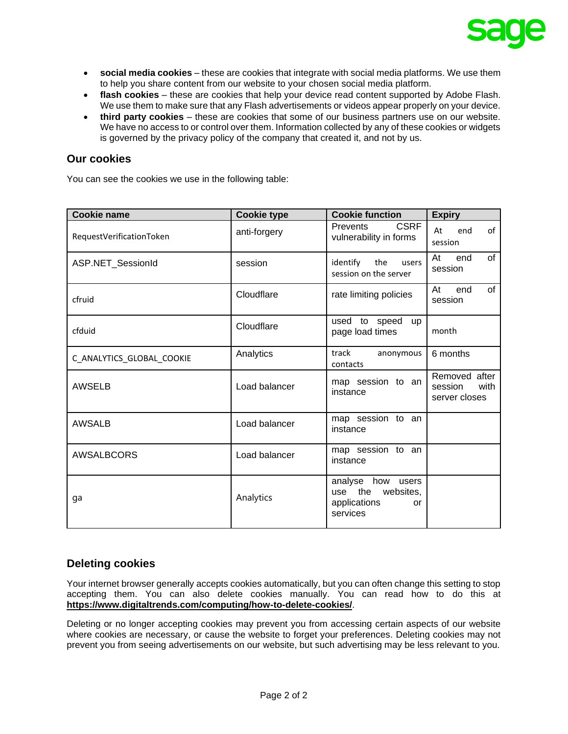- **social media cookies** – these are cookies that integrate with social media platforms. We use them to help you share content from our website to your chosen social media platform.
- **flash cookies** – these are cookies that help your device read content supported by Adobe Flash. We use them to make sure that any Flash advertisements or videos appear properly on your device.
- **third party cookies** – these are cookies that some of our business partners use on our website. We have no access to or control over them. Information collected by any of these cookies or widgets is governed by the privacy policy of the company that created it, and not by us.

## Our cookies

You can see the cookies we use in the following table:

| Cookie name | Cookie type | Cookie function | Expiry |
|---|---|---|---|
| RequestVerificationToken | anti-forgery | Prevents CSRF vulnerability in forms | At end of session |
| ASP.NET_SessionId | session | identify the users session on the server | At end of session |
| cfruid | Cloudflare | rate limiting policies | At end of session |
| cfduid | Cloudflare | used to speed up page load times | month |
| C_ANALYTICS_GLOBAL_COOKIE | Analytics | track anonymous contacts | 6 months |
| AWSELB | Load balancer | map session to an instance | Removed after session with server closes |
| AWSALB | Load balancer | map session to an instance | |
| AWSALBCORS | Load balancer | map session to an instance | |
| ga | Analytics | analyse how users use the websites, applications or services | |

## Deleting cookies

Your internet browser generally accepts cookies automatically, but you can often change this setting to stop accepting them. You can also delete cookies manually. You can read how to do this at **https://www.digitaltrends.com/computing/how-to-delete-cookies/**.

Deleting or no longer accepting cookies may prevent you from accessing certain aspects of our website where cookies are necessary, or cause the website to forget your preferences. Deleting cookies may not prevent you from seeing advertisements on our website, but such advertising may be less relevant to you.